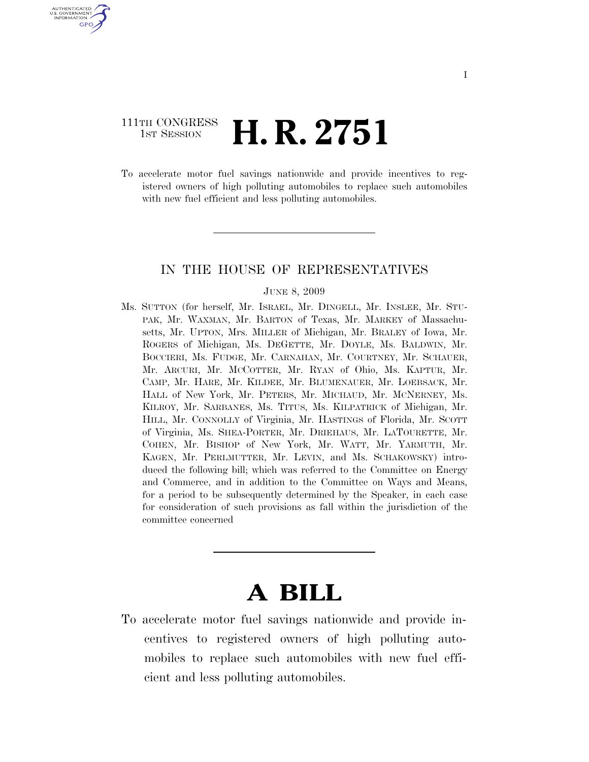111TH CONGRESS
1ST SESSION

# H. R. 2751

To accelerate motor fuel savings nationwide and provide incentives to registered owners of high polluting automobiles to replace such automobiles with new fuel efficient and less polluting automobiles.

---

## IN THE HOUSE OF REPRESENTATIVES

JUNE 8, 2009

Ms. SUTTON (for herself, Mr. ISRAEL, Mr. DINGELL, Mr. INSLEE, Mr. STUPAK, Mr. WAXMAN, Mr. BARTON of Texas, Mr. MARKEY of Massachusetts, Mr. UPTON, Mrs. MILLER of Michigan, Mr. BRALEY of Iowa, Mr. ROGERS of Michigan, Ms. DEGETTE, Mr. DOYLE, Ms. BALDWIN, Mr. BOCCIERI, Ms. FUDGE, Mr. CARNAHAN, Mr. COURTNEY, Mr. SCHAUER, Mr. ARCURI, Mr. MCCOTTER, Mr. RYAN of Ohio, Ms. KAPTUR, Mr. CAMP, Mr. HARE, Mr. KILDEE, Mr. BLUMENAUER, Mr. LOEBSACK, Mr. HALL of New York, Mr. PETERS, Mr. MICHAUD, Mr. MCNERNEY, Ms. KILROY, Mr. SARBANES, Ms. TITUS, Ms. KILPATRICK of Michigan, Mr. HILL, Mr. CONNOLLY of Virginia, Mr. HASTINGS of Florida, Mr. SCOTT of Virginia, Ms. SHEA-PORTER, Mr. DRIEHAUS, Mr. LATOURETTE, Mr. COHEN, Mr. BISHOP of New York, Mr. WATT, Mr. YARMUTH, Mr. KAGEN, Mr. PERLMUTTER, Mr. LEVIN, and Ms. SCHAKOWSKY) introduced the following bill; which was referred to the Committee on Energy and Commerce, and in addition to the Committee on Ways and Means, for a period to be subsequently determined by the Speaker, in each case for consideration of such provisions as fall within the jurisdiction of the committee concerned

---

# A BILL

To accelerate motor fuel savings nationwide and provide incentives to registered owners of high polluting automobiles to replace such automobiles with new fuel efficient and less polluting automobiles.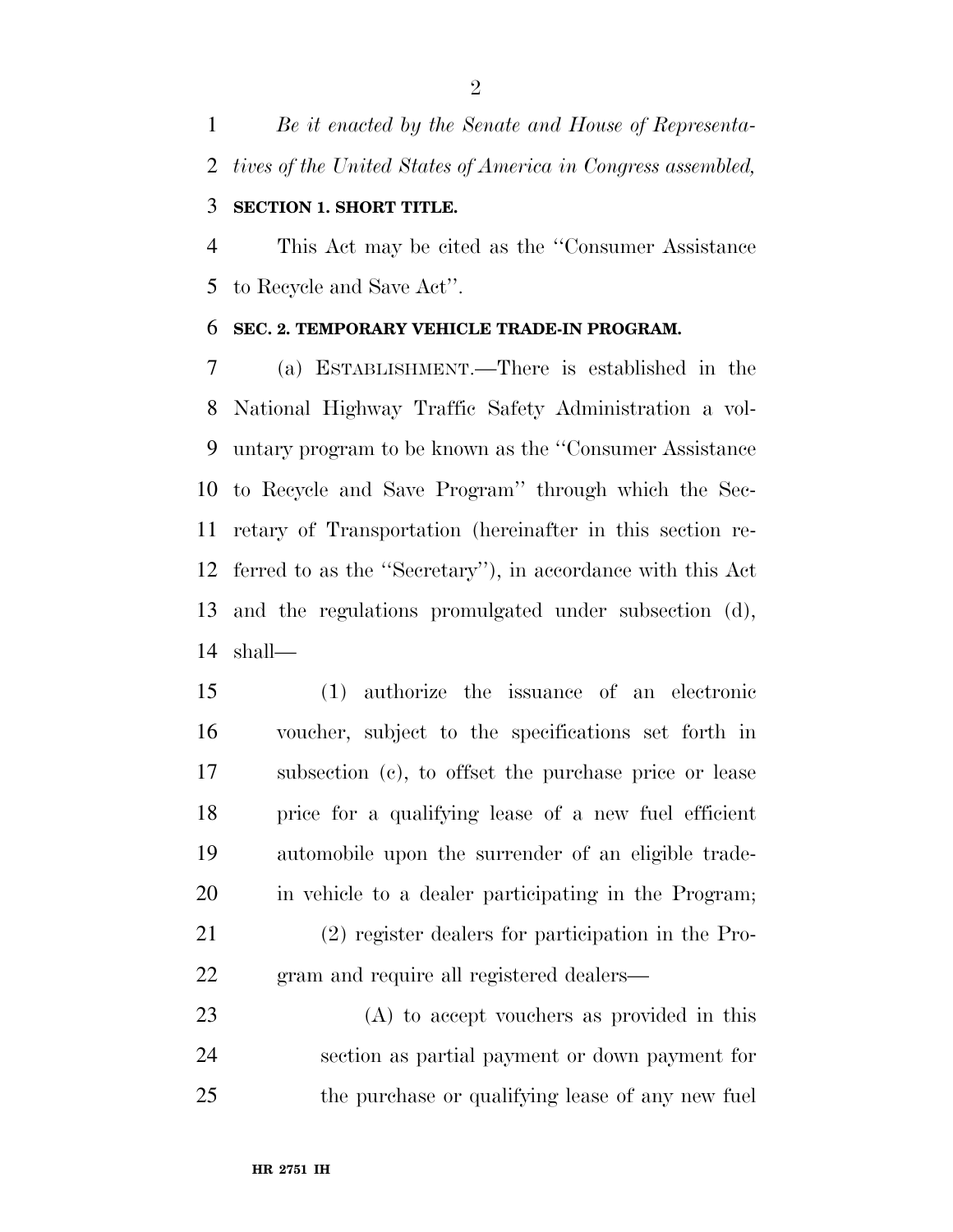*Be it enacted by the Senate and House of Representatives of the United States of America in Congress assembled,*

**SECTION 1. SHORT TITLE.**

This Act may be cited as the ''Consumer Assistance to Recycle and Save Act''.

**SEC. 2. TEMPORARY VEHICLE TRADE-IN PROGRAM.**

(a) ESTABLISHMENT.—There is established in the National Highway Traffic Safety Administration a voluntary program to be known as the ''Consumer Assistance to Recycle and Save Program'' through which the Secretary of Transportation (hereinafter in this section referred to as the ''Secretary''), in accordance with this Act and the regulations promulgated under subsection (d), shall—

(1) authorize the issuance of an electronic voucher, subject to the specifications set forth in subsection (c), to offset the purchase price or lease price for a qualifying lease of a new fuel efficient automobile upon the surrender of an eligible trade-in vehicle to a dealer participating in the Program;

(2) register dealers for participation in the Program and require all registered dealers—

(A) to accept vouchers as provided in this section as partial payment or down payment for the purchase or qualifying lease of any new fuel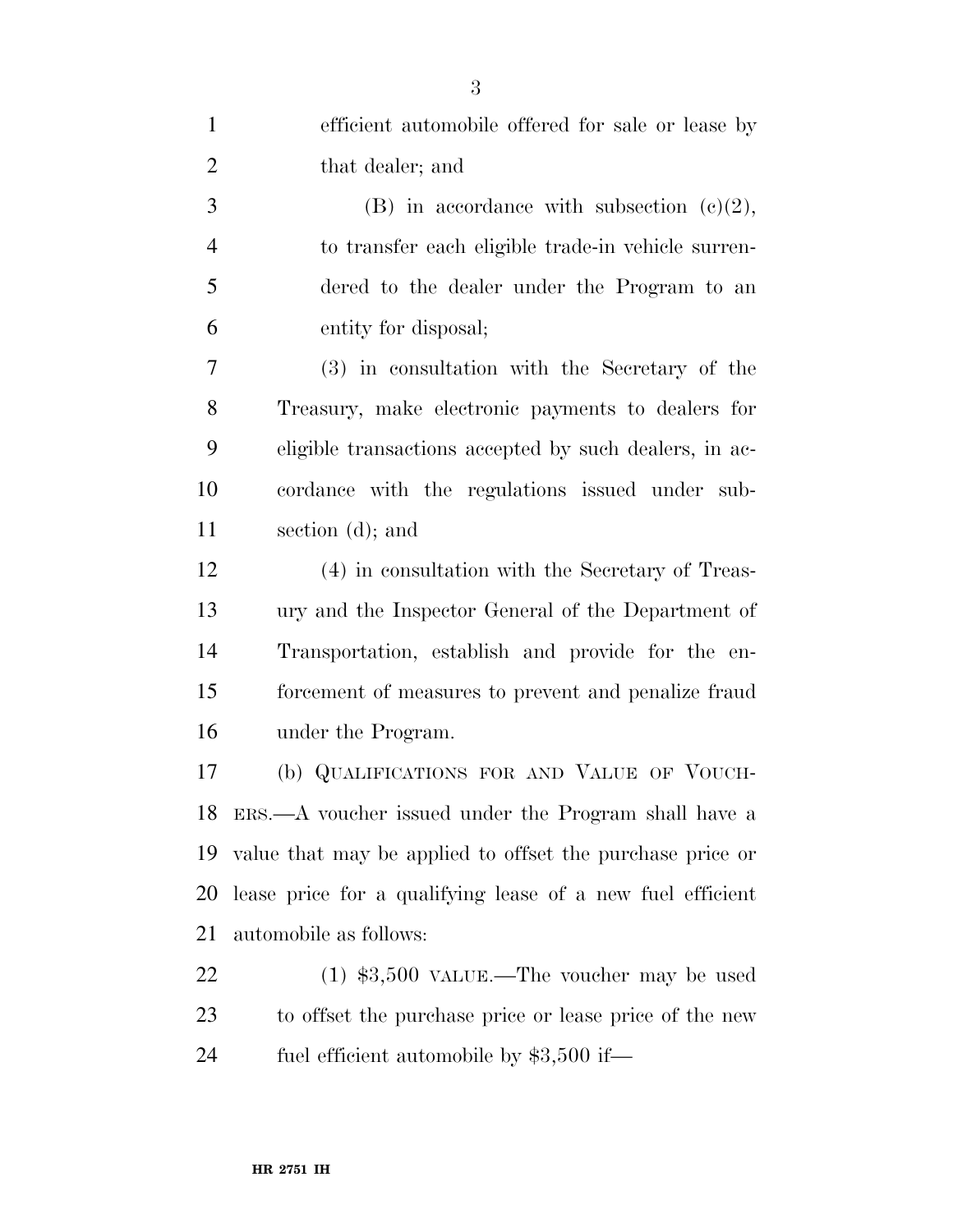efficient automobile offered for sale or lease by that dealer; and

(B) in accordance with subsection (c)(2), to transfer each eligible trade-in vehicle surrendered to the dealer under the Program to an entity for disposal;

(3) in consultation with the Secretary of the Treasury, make electronic payments to dealers for eligible transactions accepted by such dealers, in accordance with the regulations issued under subsection (d); and

(4) in consultation with the Secretary of Treasury and the Inspector General of the Department of Transportation, establish and provide for the enforcement of measures to prevent and penalize fraud under the Program.

(b) QUALIFICATIONS FOR AND VALUE OF VOUCHERS.—A voucher issued under the Program shall have a value that may be applied to offset the purchase price or lease price for a qualifying lease of a new fuel efficient automobile as follows:

(1) $3,500 VALUE.—The voucher may be used to offset the purchase price or lease price of the new fuel efficient automobile by $3,500 if—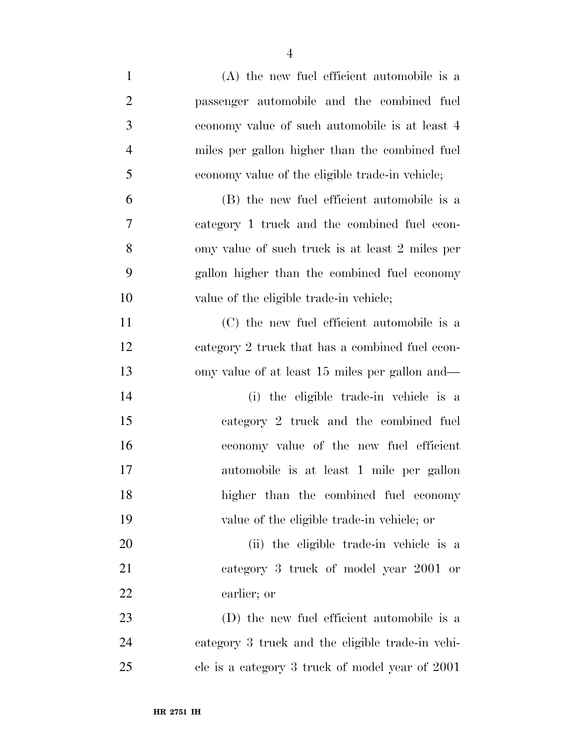(A) the new fuel efficient automobile is a passenger automobile and the combined fuel economy value of such automobile is at least 4 miles per gallon higher than the combined fuel economy value of the eligible trade-in vehicle;

(B) the new fuel efficient automobile is a category 1 truck and the combined fuel economy value of such truck is at least 2 miles per gallon higher than the combined fuel economy value of the eligible trade-in vehicle;

(C) the new fuel efficient automobile is a category 2 truck that has a combined fuel economy value of at least 15 miles per gallon and—

(i) the eligible trade-in vehicle is a category 2 truck and the combined fuel economy value of the new fuel efficient automobile is at least 1 mile per gallon higher than the combined fuel economy value of the eligible trade-in vehicle; or

(ii) the eligible trade-in vehicle is a category 3 truck of model year 2001 or earlier; or

(D) the new fuel efficient automobile is a category 3 truck and the eligible trade-in vehicle is a category 3 truck of model year of 2001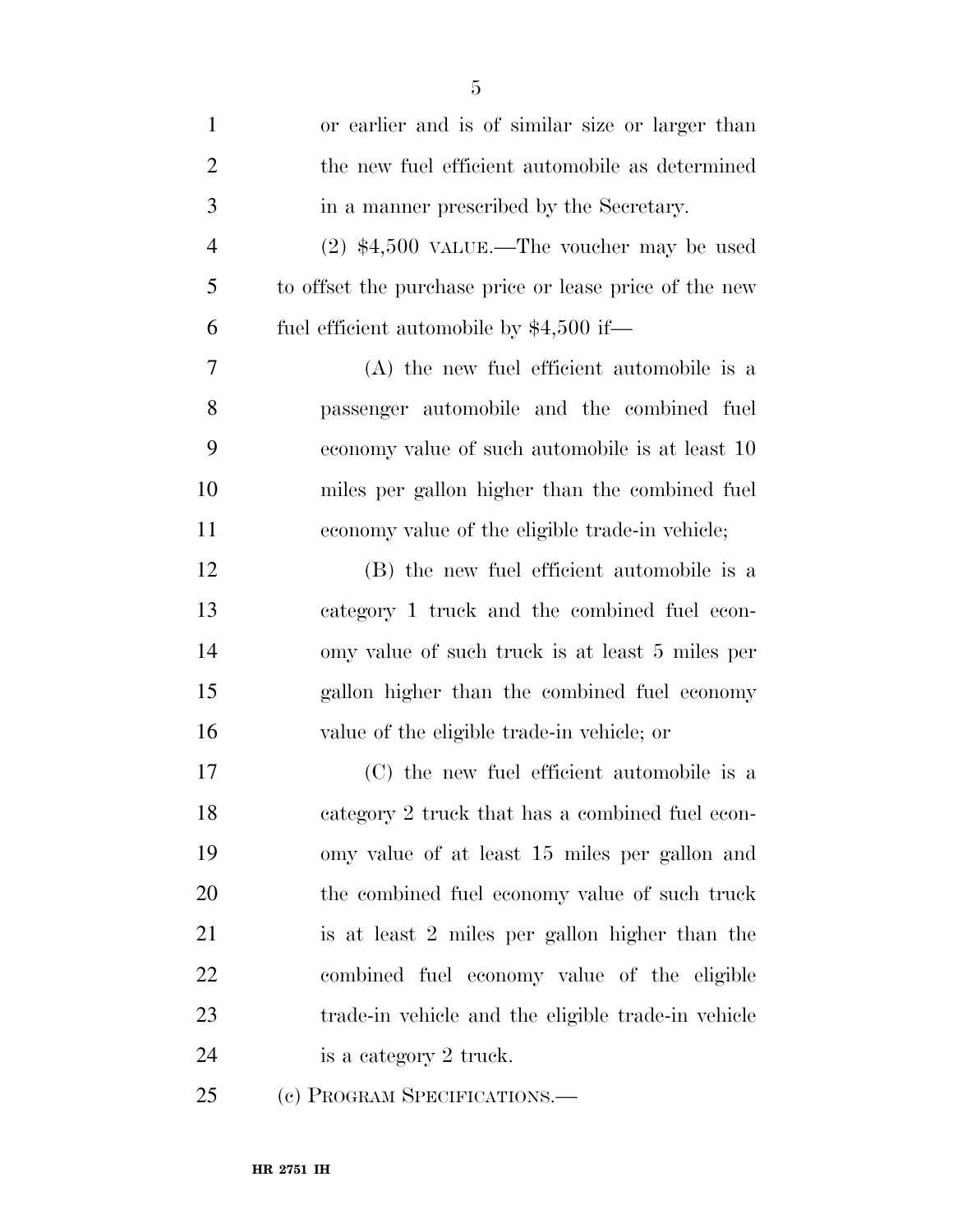or earlier and is of similar size or larger than the new fuel efficient automobile as determined in a manner prescribed by the Secretary.

(2) $4,500 VALUE.—The voucher may be used to offset the purchase price or lease price of the new fuel efficient automobile by $4,500 if—

(A) the new fuel efficient automobile is a passenger automobile and the combined fuel economy value of such automobile is at least 10 miles per gallon higher than the combined fuel economy value of the eligible trade-in vehicle;

(B) the new fuel efficient automobile is a category 1 truck and the combined fuel economy value of such truck is at least 5 miles per gallon higher than the combined fuel economy value of the eligible trade-in vehicle; or

(C) the new fuel efficient automobile is a category 2 truck that has a combined fuel economy value of at least 15 miles per gallon and the combined fuel economy value of such truck is at least 2 miles per gallon higher than the combined fuel economy value of the eligible trade-in vehicle and the eligible trade-in vehicle is a category 2 truck.

(c) PROGRAM SPECIFICATIONS.—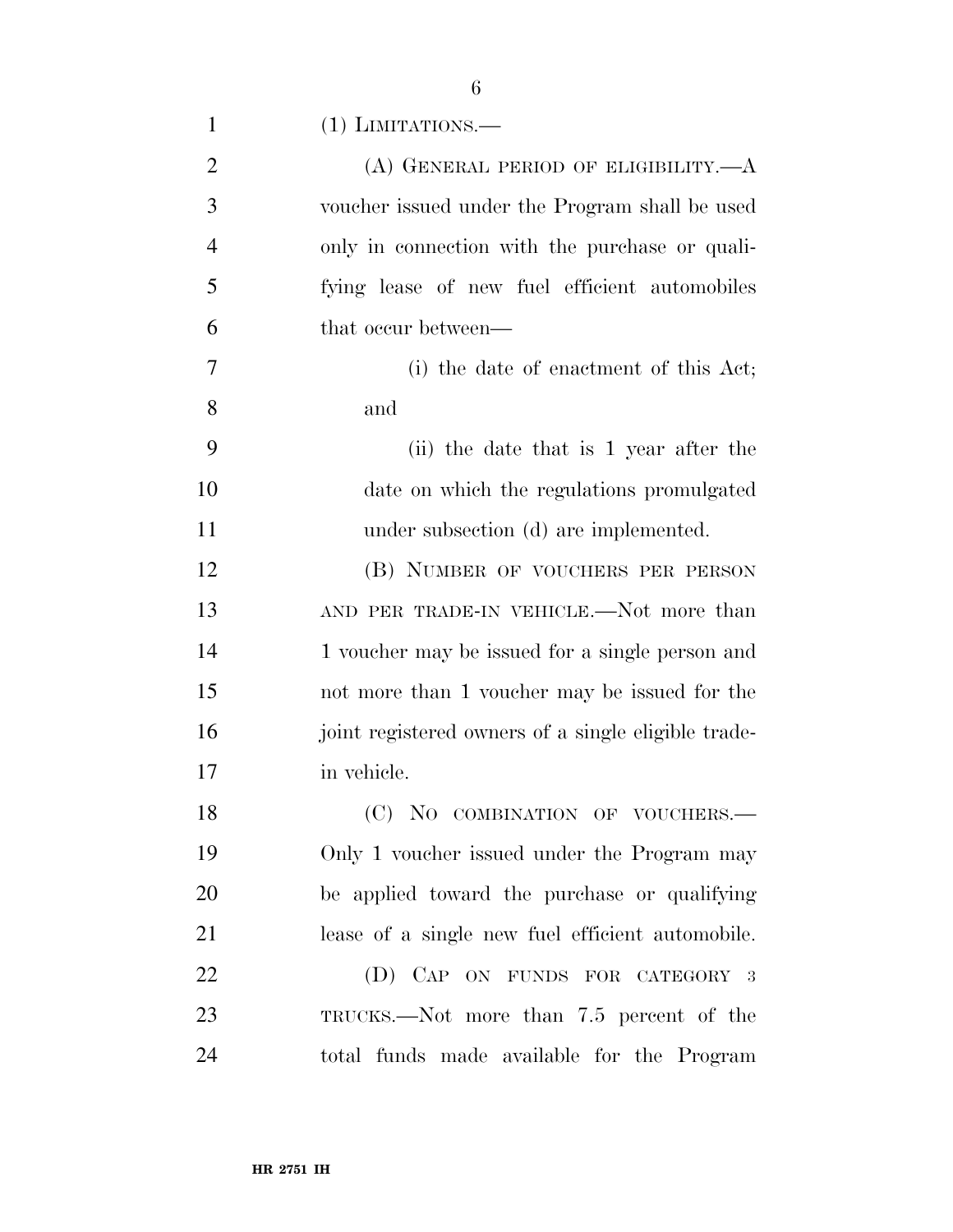(1) LIMITATIONS.—

(A) GENERAL PERIOD OF ELIGIBILITY.—A voucher issued under the Program shall be used only in connection with the purchase or qualifying lease of new fuel efficient automobiles that occur between—

(i) the date of enactment of this Act; and

(ii) the date that is 1 year after the date on which the regulations promulgated under subsection (d) are implemented.

(B) NUMBER OF VOUCHERS PER PERSON AND PER TRADE-IN VEHICLE.—Not more than 1 voucher may be issued for a single person and not more than 1 voucher may be issued for the joint registered owners of a single eligible trade-in vehicle.

(C) NO COMBINATION OF VOUCHERS.—Only 1 voucher issued under the Program may be applied toward the purchase or qualifying lease of a single new fuel efficient automobile.

(D) CAP ON FUNDS FOR CATEGORY 3 TRUCKS.—Not more than 7.5 percent of the total funds made available for the Program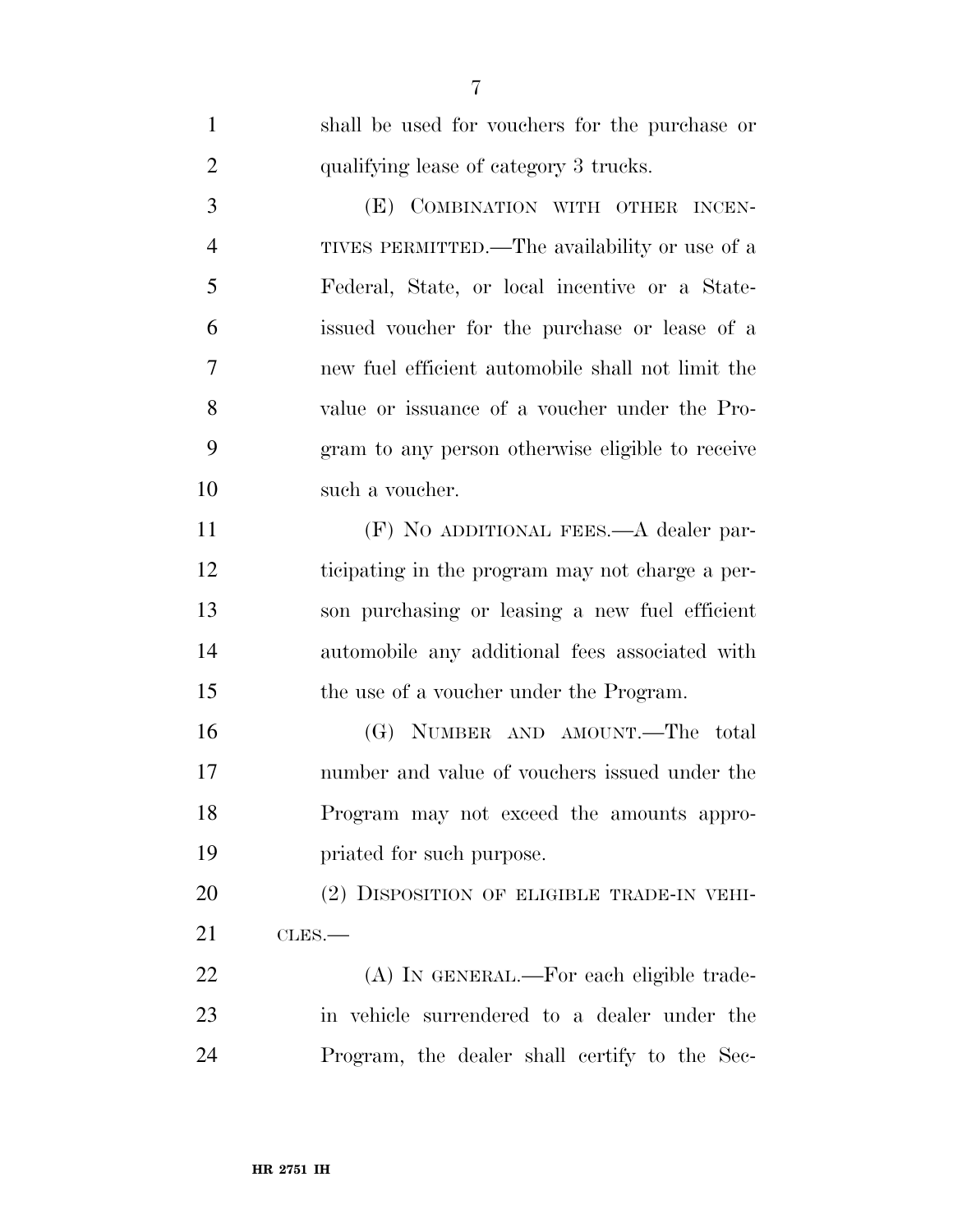shall be used for vouchers for the purchase or qualifying lease of category 3 trucks.

(E) COMBINATION WITH OTHER INCENTIVES PERMITTED.—The availability or use of a Federal, State, or local incentive or a State-issued voucher for the purchase or lease of a new fuel efficient automobile shall not limit the value or issuance of a voucher under the Program to any person otherwise eligible to receive such a voucher.

(F) NO ADDITIONAL FEES.—A dealer participating in the program may not charge a person purchasing or leasing a new fuel efficient automobile any additional fees associated with the use of a voucher under the Program.

(G) NUMBER AND AMOUNT.—The total number and value of vouchers issued under the Program may not exceed the amounts appropriated for such purpose.

(2) DISPOSITION OF ELIGIBLE TRADE-IN VEHICLES.—

(A) IN GENERAL.—For each eligible trade-in vehicle surrendered to a dealer under the Program, the dealer shall certify to the Sec-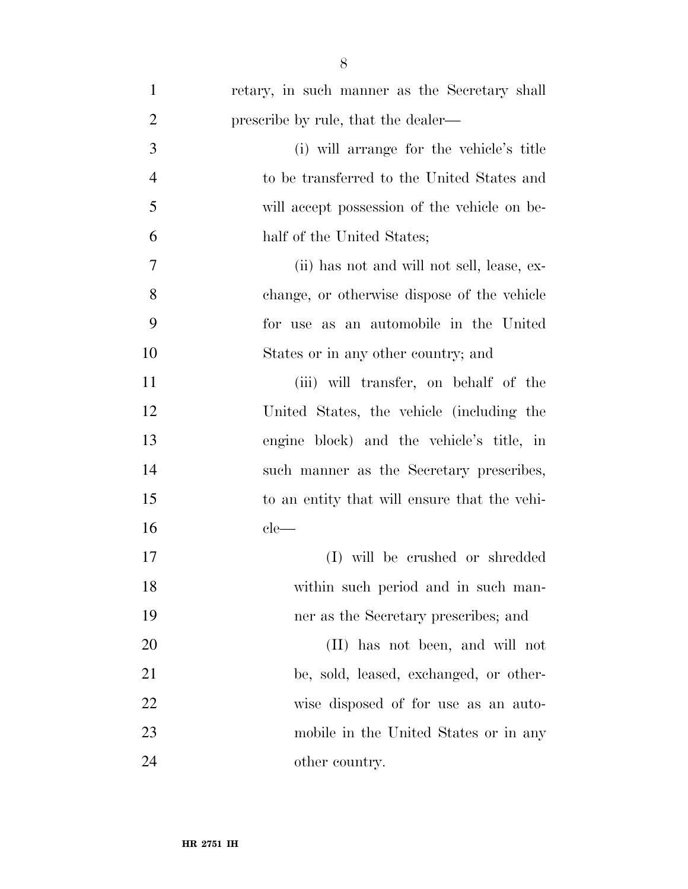retary, in such manner as the Secretary shall prescribe by rule, that the dealer—

(i) will arrange for the vehicle's title to be transferred to the United States and will accept possession of the vehicle on behalf of the United States;

(ii) has not and will not sell, lease, exchange, or otherwise dispose of the vehicle for use as an automobile in the United States or in any other country; and

(iii) will transfer, on behalf of the United States, the vehicle (including the engine block) and the vehicle's title, in such manner as the Secretary prescribes, to an entity that will ensure that the vehicle—

(I) will be crushed or shredded within such period and in such manner as the Secretary prescribes; and

(II) has not been, and will not be, sold, leased, exchanged, or otherwise disposed of for use as an automobile in the United States or in any other country.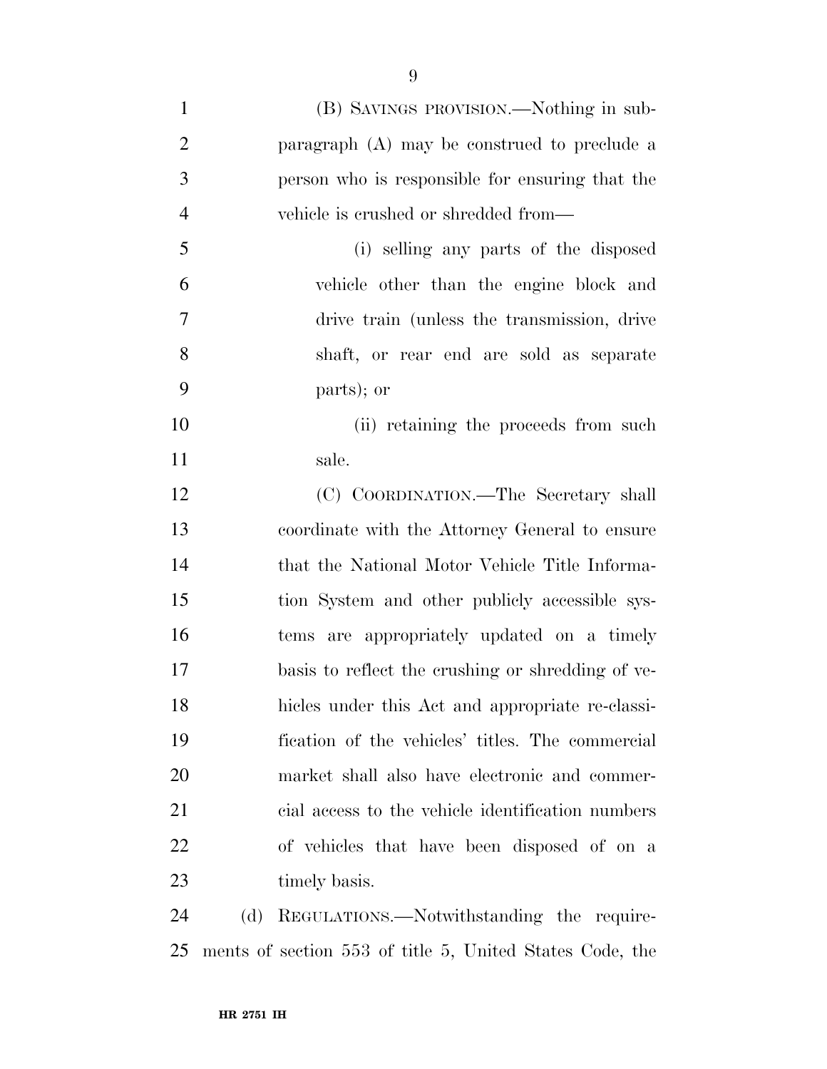(B) SAVINGS PROVISION.—Nothing in subparagraph (A) may be construed to preclude a person who is responsible for ensuring that the vehicle is crushed or shredded from—

(i) selling any parts of the disposed vehicle other than the engine block and drive train (unless the transmission, drive shaft, or rear end are sold as separate parts); or

(ii) retaining the proceeds from such sale.

(C) COORDINATION.—The Secretary shall coordinate with the Attorney General to ensure that the National Motor Vehicle Title Information System and other publicly accessible systems are appropriately updated on a timely basis to reflect the crushing or shredding of vehicles under this Act and appropriate re-classification of the vehicles' titles. The commercial market shall also have electronic and commercial access to the vehicle identification numbers of vehicles that have been disposed of on a timely basis.

(d) REGULATIONS.—Notwithstanding the requirements of section 553 of title 5, United States Code, the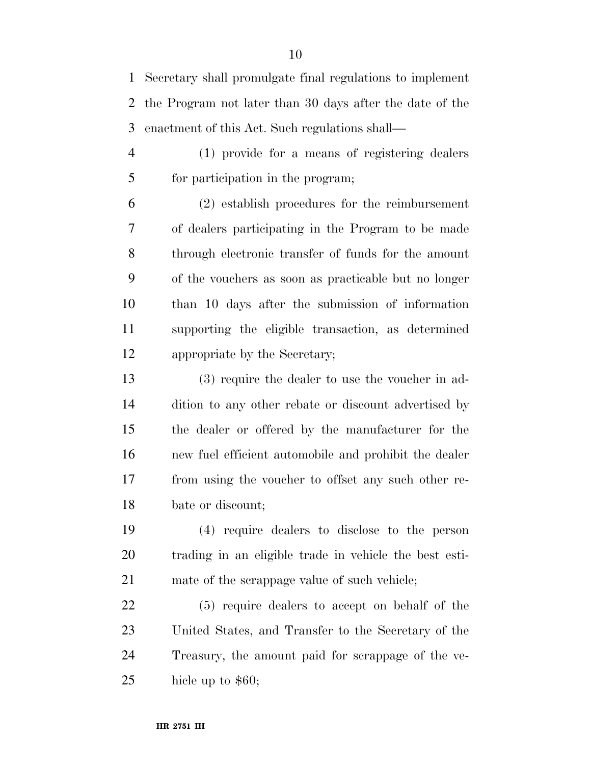Secretary shall promulgate final regulations to implement the Program not later than 30 days after the date of the enactment of this Act. Such regulations shall—

(1) provide for a means of registering dealers for participation in the program;

(2) establish procedures for the reimbursement of dealers participating in the Program to be made through electronic transfer of funds for the amount of the vouchers as soon as practicable but no longer than 10 days after the submission of information supporting the eligible transaction, as determined appropriate by the Secretary;

(3) require the dealer to use the voucher in addition to any other rebate or discount advertised by the dealer or offered by the manufacturer for the new fuel efficient automobile and prohibit the dealer from using the voucher to offset any such other rebate or discount;

(4) require dealers to disclose to the person trading in an eligible trade in vehicle the best estimate of the scrappage value of such vehicle;

(5) require dealers to accept on behalf of the United States, and Transfer to the Secretary of the Treasury, the amount paid for scrappage of the vehicle up to $60;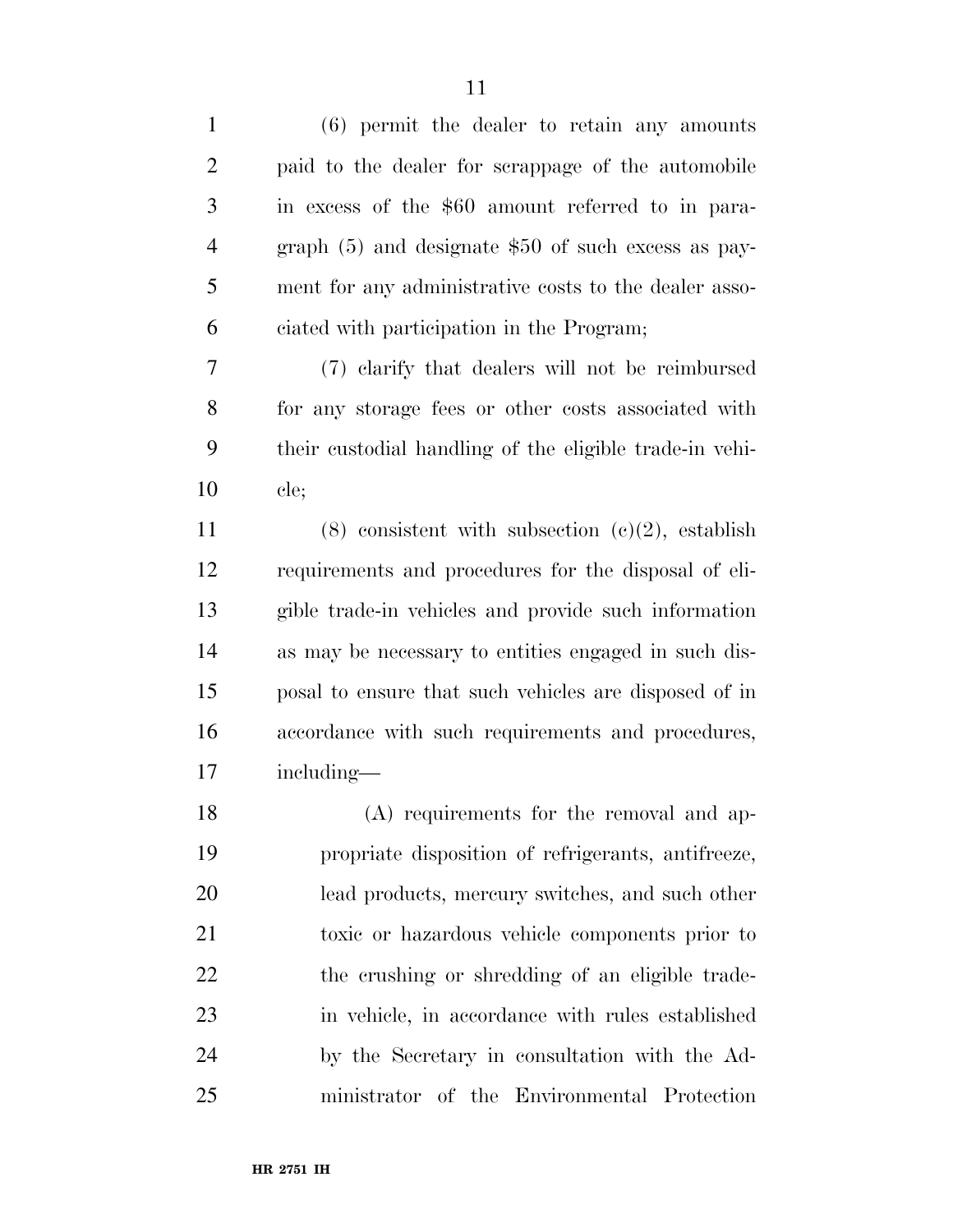(6) permit the dealer to retain any amounts paid to the dealer for scrappage of the automobile in excess of the $60 amount referred to in paragraph (5) and designate $50 of such excess as payment for any administrative costs to the dealer associated with participation in the Program;

(7) clarify that dealers will not be reimbursed for any storage fees or other costs associated with their custodial handling of the eligible trade-in vehicle;

(8) consistent with subsection (c)(2), establish requirements and procedures for the disposal of eligible trade-in vehicles and provide such information as may be necessary to entities engaged in such disposal to ensure that such vehicles are disposed of in accordance with such requirements and procedures, including—

(A) requirements for the removal and appropriate disposition of refrigerants, antifreeze, lead products, mercury switches, and such other toxic or hazardous vehicle components prior to the crushing or shredding of an eligible trade-in vehicle, in accordance with rules established by the Secretary in consultation with the Administrator of the Environmental Protection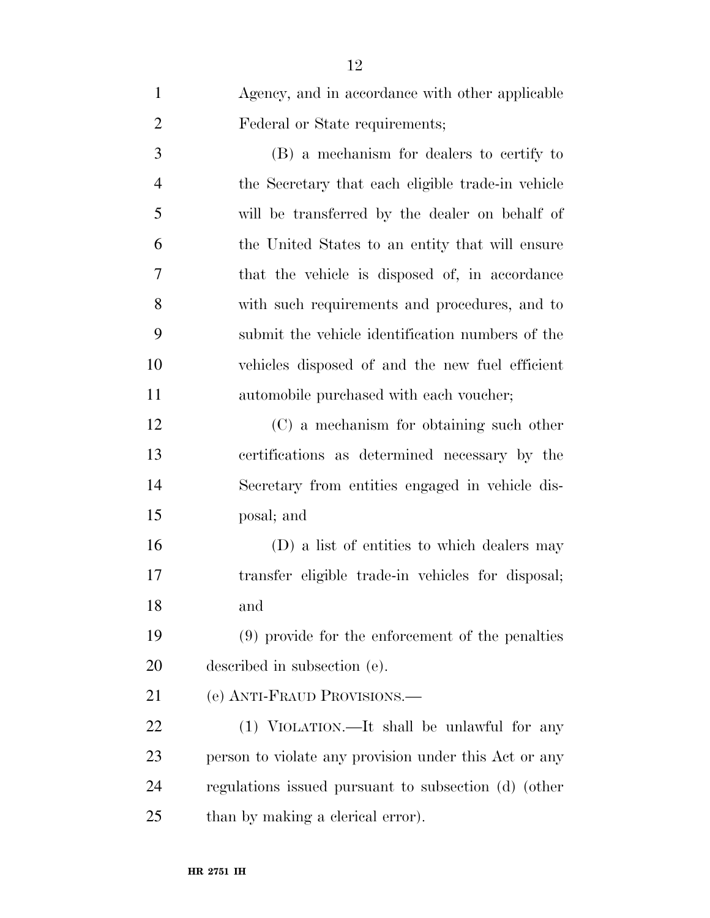Agency, and in accordance with other applicable Federal or State requirements;

(B) a mechanism for dealers to certify to the Secretary that each eligible trade-in vehicle will be transferred by the dealer on behalf of the United States to an entity that will ensure that the vehicle is disposed of, in accordance with such requirements and procedures, and to submit the vehicle identification numbers of the vehicles disposed of and the new fuel efficient automobile purchased with each voucher;

(C) a mechanism for obtaining such other certifications as determined necessary by the Secretary from entities engaged in vehicle disposal; and

(D) a list of entities to which dealers may transfer eligible trade-in vehicles for disposal; and

(9) provide for the enforcement of the penalties described in subsection (e).

(e) ANTI-FRAUD PROVISIONS.—

(1) VIOLATION.—It shall be unlawful for any person to violate any provision under this Act or any regulations issued pursuant to subsection (d) (other than by making a clerical error).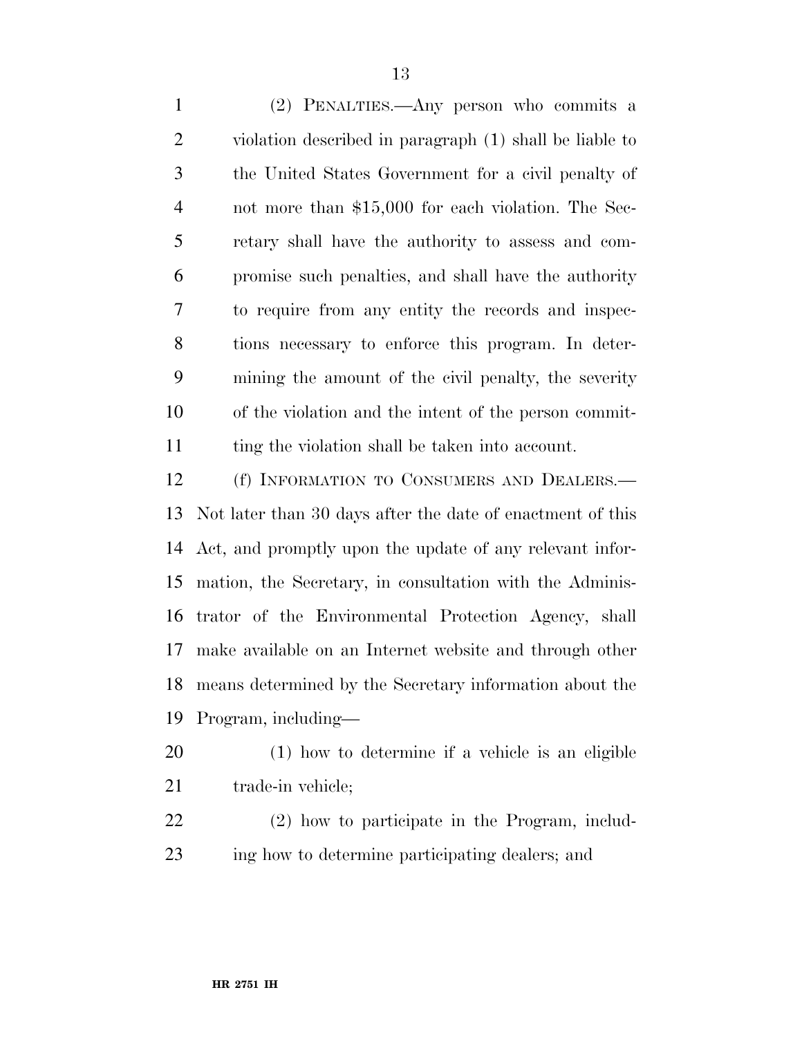(2) PENALTIES.—Any person who commits a violation described in paragraph (1) shall be liable to the United States Government for a civil penalty of not more than $15,000 for each violation. The Secretary shall have the authority to assess and compromise such penalties, and shall have the authority to require from any entity the records and inspections necessary to enforce this program. In determining the amount of the civil penalty, the severity of the violation and the intent of the person committing the violation shall be taken into account.

(f) INFORMATION TO CONSUMERS AND DEALERS.—Not later than 30 days after the date of enactment of this Act, and promptly upon the update of any relevant information, the Secretary, in consultation with the Administrator of the Environmental Protection Agency, shall make available on an Internet website and through other means determined by the Secretary information about the Program, including—

(1) how to determine if a vehicle is an eligible trade-in vehicle;

(2) how to participate in the Program, including how to determine participating dealers; and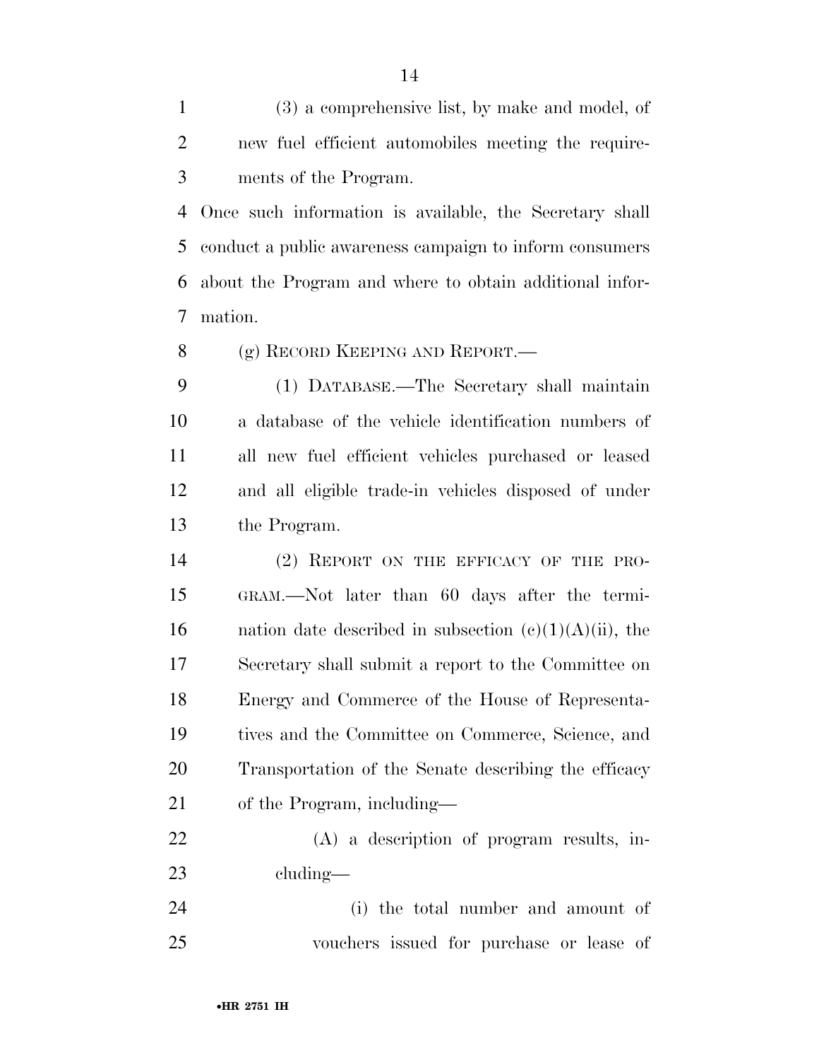(3) a comprehensive list, by make and model, of new fuel efficient automobiles meeting the requirements of the Program.

Once such information is available, the Secretary shall conduct a public awareness campaign to inform consumers about the Program and where to obtain additional information.

(g) RECORD KEEPING AND REPORT.—

(1) DATABASE.—The Secretary shall maintain a database of the vehicle identification numbers of all new fuel efficient vehicles purchased or leased and all eligible trade-in vehicles disposed of under the Program.

(2) REPORT ON THE EFFICACY OF THE PROGRAM.—Not later than 60 days after the termination date described in subsection (c)(1)(A)(ii), the Secretary shall submit a report to the Committee on Energy and Commerce of the House of Representatives and the Committee on Commerce, Science, and Transportation of the Senate describing the efficacy of the Program, including—

(A) a description of program results, including—

(i) the total number and amount of vouchers issued for purchase or lease of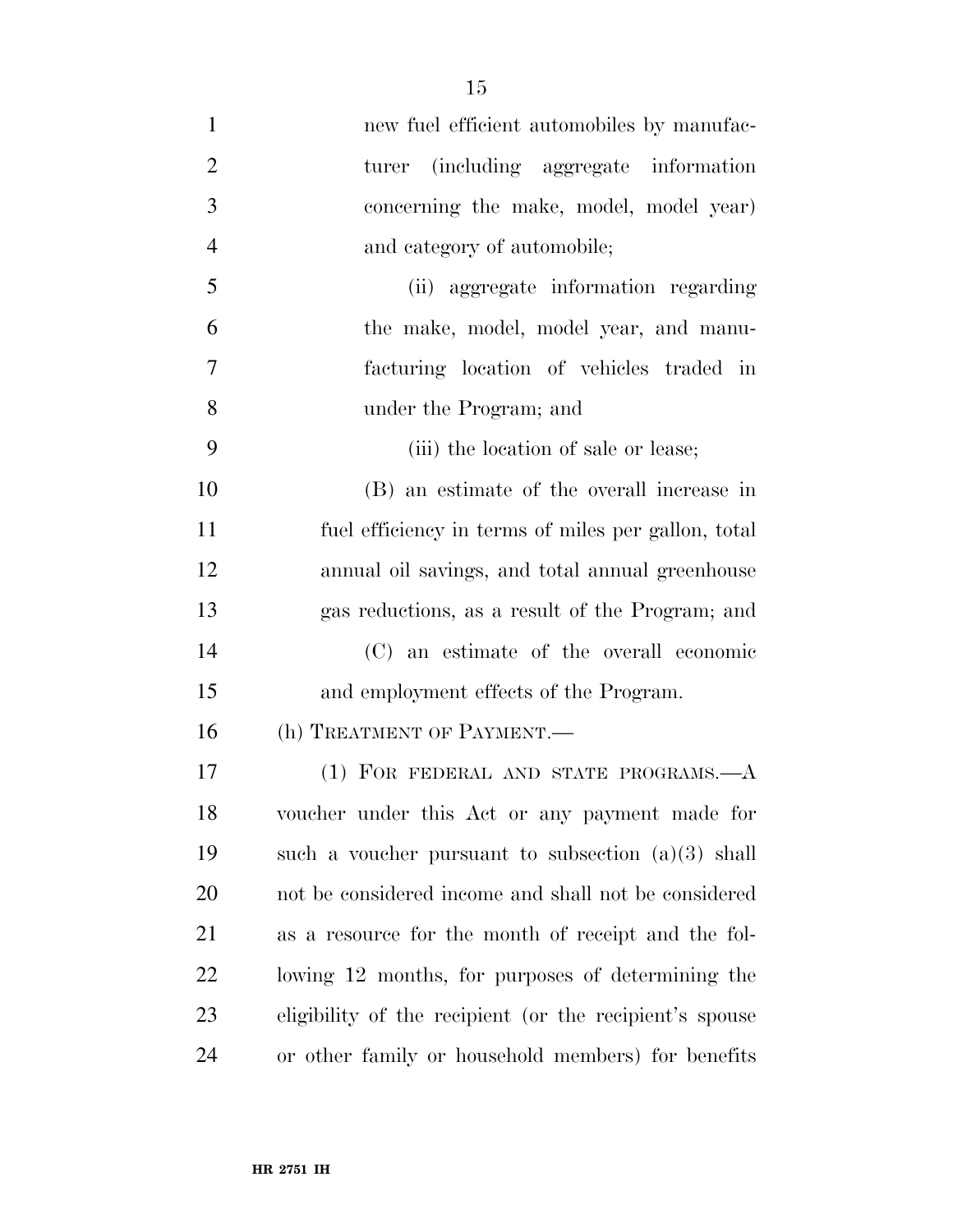new fuel efficient automobiles by manufacturer (including aggregate information concerning the make, model, model year) and category of automobile;

(ii) aggregate information regarding the make, model, model year, and manufacturing location of vehicles traded in under the Program; and

(iii) the location of sale or lease;

(B) an estimate of the overall increase in fuel efficiency in terms of miles per gallon, total annual oil savings, and total annual greenhouse gas reductions, as a result of the Program; and

(C) an estimate of the overall economic and employment effects of the Program.

(h) TREATMENT OF PAYMENT.—

(1) FOR FEDERAL AND STATE PROGRAMS.—A voucher under this Act or any payment made for such a voucher pursuant to subsection (a)(3) shall not be considered income and shall not be considered as a resource for the month of receipt and the following 12 months, for purposes of determining the eligibility of the recipient (or the recipient's spouse or other family or household members) for benefits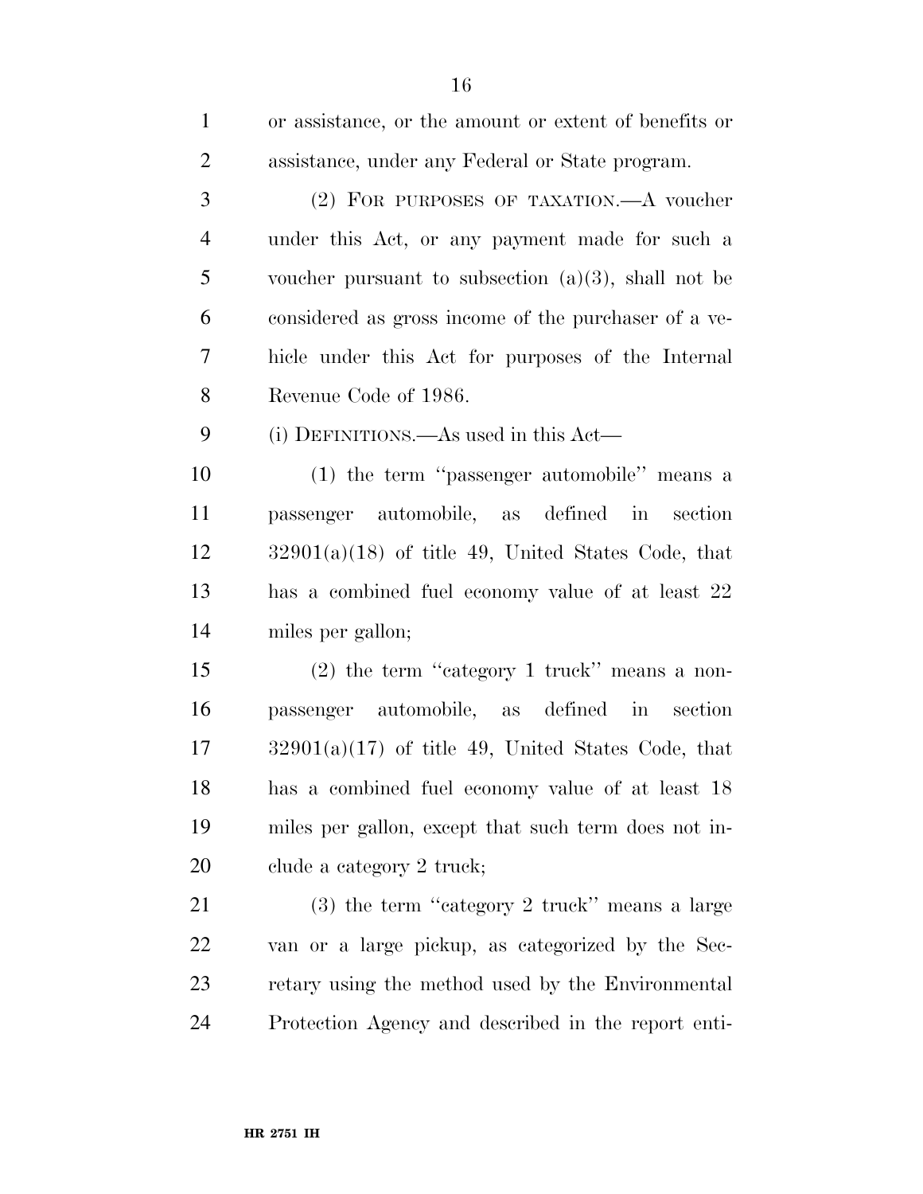or assistance, or the amount or extent of benefits or assistance, under any Federal or State program.

(2) FOR PURPOSES OF TAXATION.—A voucher under this Act, or any payment made for such a voucher pursuant to subsection (a)(3), shall not be considered as gross income of the purchaser of a vehicle under this Act for purposes of the Internal Revenue Code of 1986.

(i) DEFINITIONS.—As used in this Act—

(1) the term "passenger automobile" means a passenger automobile, as defined in section 32901(a)(18) of title 49, United States Code, that has a combined fuel economy value of at least 22 miles per gallon;

(2) the term "category 1 truck" means a non-passenger automobile, as defined in section 32901(a)(17) of title 49, United States Code, that has a combined fuel economy value of at least 18 miles per gallon, except that such term does not include a category 2 truck;

(3) the term "category 2 truck" means a large van or a large pickup, as categorized by the Secretary using the method used by the Environmental Protection Agency and described in the report enti-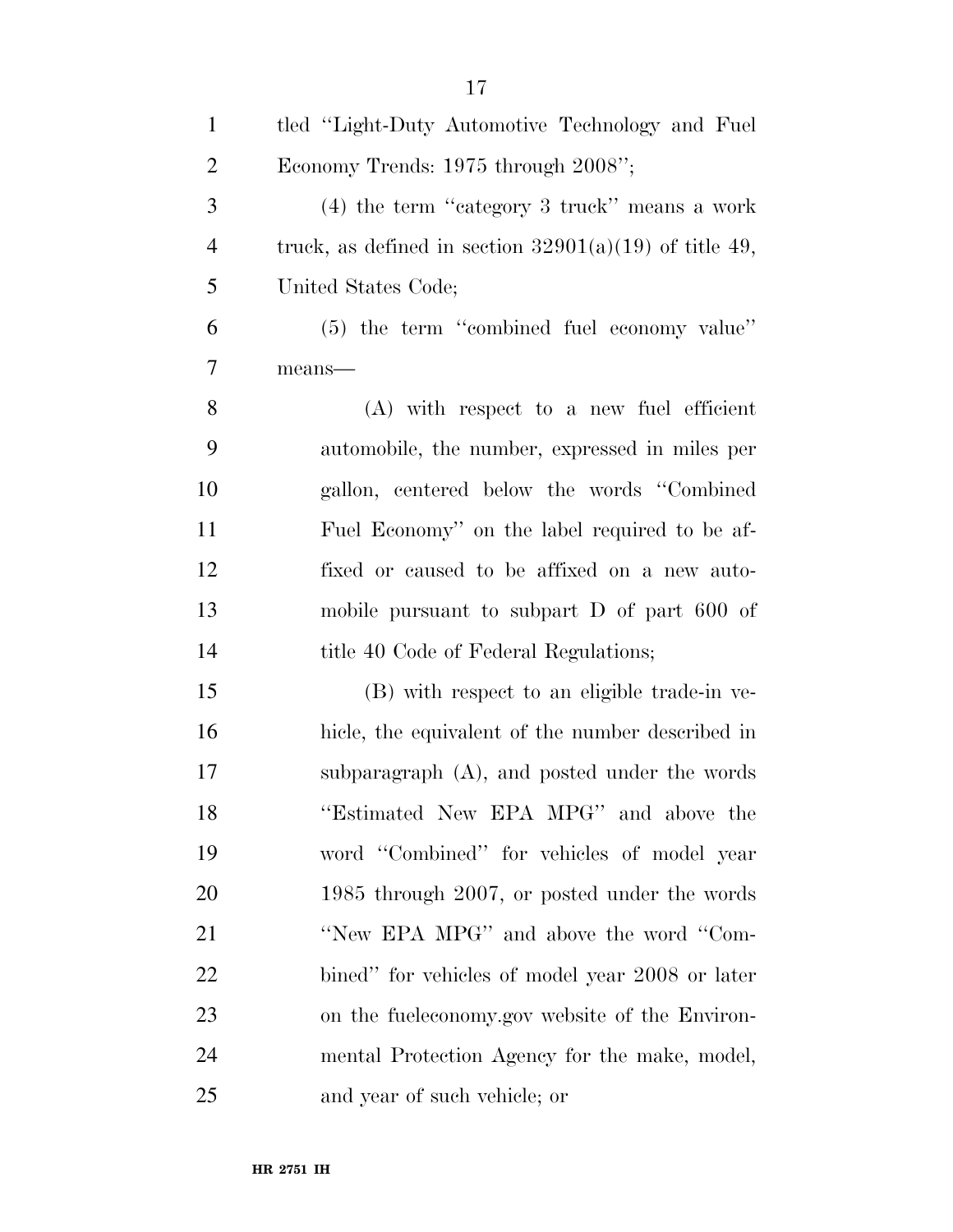tled "Light-Duty Automotive Technology and Fuel Economy Trends: 1975 through 2008";

(4) the term "category 3 truck" means a work truck, as defined in section 32901(a)(19) of title 49, United States Code;

(5) the term "combined fuel economy value" means—

(A) with respect to a new fuel efficient automobile, the number, expressed in miles per gallon, centered below the words "Combined Fuel Economy" on the label required to be affixed or caused to be affixed on a new automobile pursuant to subpart D of part 600 of title 40 Code of Federal Regulations;

(B) with respect to an eligible trade-in vehicle, the equivalent of the number described in subparagraph (A), and posted under the words "Estimated New EPA MPG" and above the word "Combined" for vehicles of model year 1985 through 2007, or posted under the words "New EPA MPG" and above the word "Combined" for vehicles of model year 2008 or later on the fueleconomy.gov website of the Environmental Protection Agency for the make, model, and year of such vehicle; or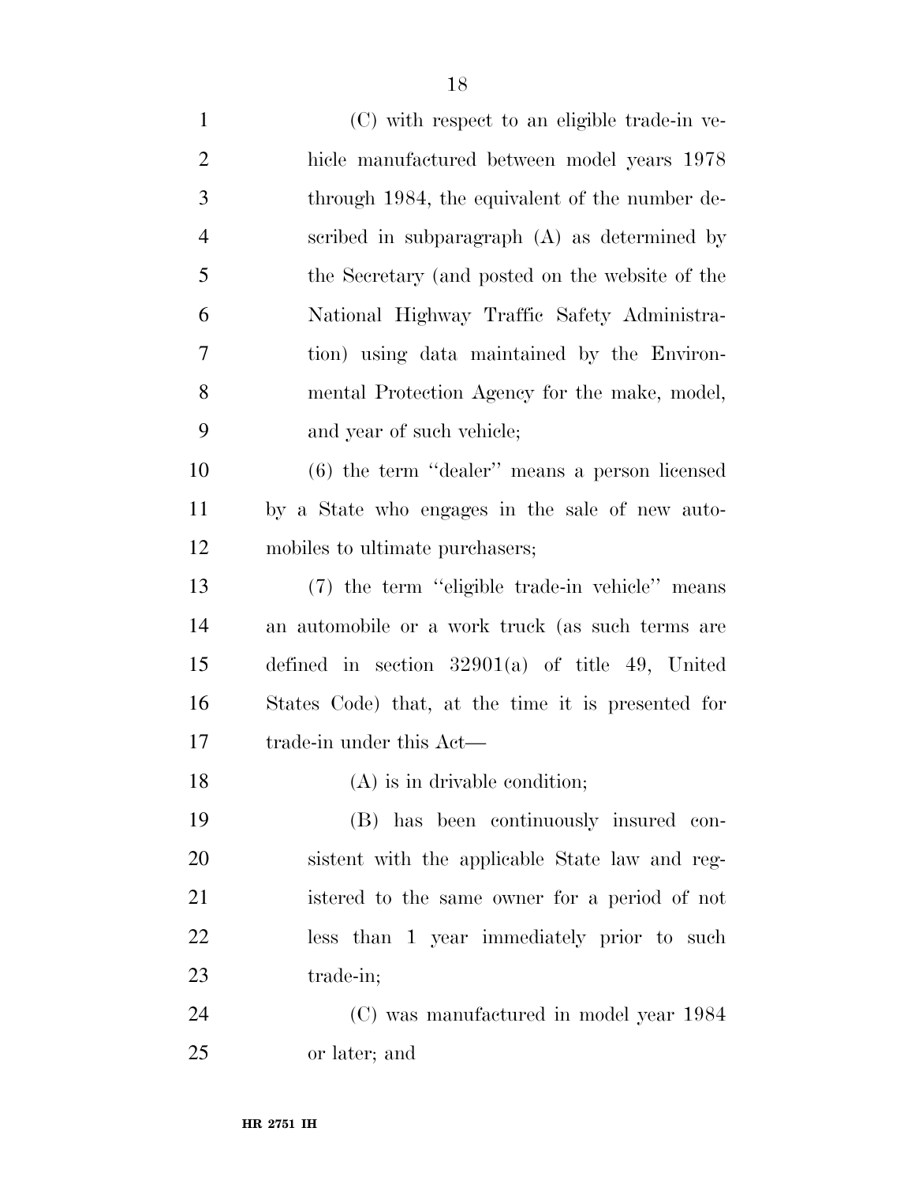(C) with respect to an eligible trade-in vehicle manufactured between model years 1978 through 1984, the equivalent of the number described in subparagraph (A) as determined by the Secretary (and posted on the website of the National Highway Traffic Safety Administration) using data maintained by the Environmental Protection Agency for the make, model, and year of such vehicle;

(6) the term ''dealer'' means a person licensed by a State who engages in the sale of new automobiles to ultimate purchasers;

(7) the term ''eligible trade-in vehicle'' means an automobile or a work truck (as such terms are defined in section 32901(a) of title 49, United States Code) that, at the time it is presented for trade-in under this Act—

(A) is in drivable condition;

(B) has been continuously insured consistent with the applicable State law and registered to the same owner for a period of not less than 1 year immediately prior to such trade-in;

(C) was manufactured in model year 1984 or later; and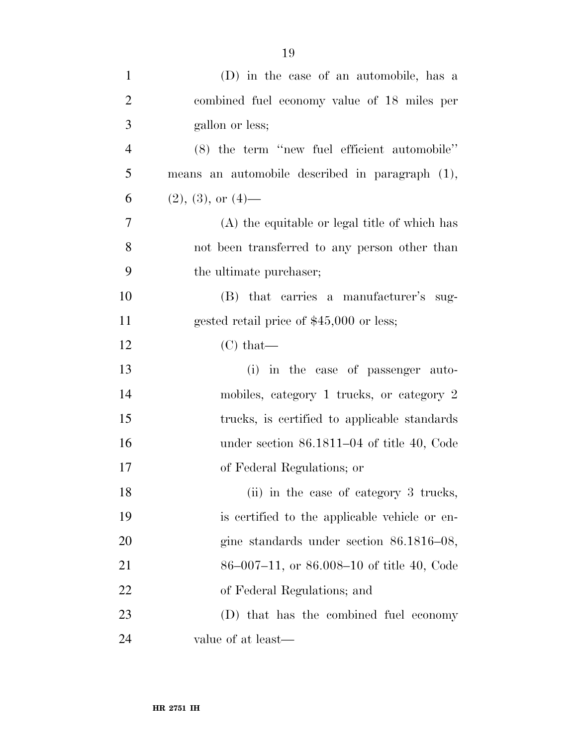(D) in the case of an automobile, has a combined fuel economy value of 18 miles per gallon or less;

(8) the term ''new fuel efficient automobile'' means an automobile described in paragraph (1), (2), (3), or (4)—

(A) the equitable or legal title of which has not been transferred to any person other than the ultimate purchaser;

(B) that carries a manufacturer's suggested retail price of $45,000 or less;

(C) that—

(i) in the case of passenger automobiles, category 1 trucks, or category 2 trucks, is certified to applicable standards under section 86.1811–04 of title 40, Code of Federal Regulations; or

(ii) in the case of category 3 trucks, is certified to the applicable vehicle or engine standards under section 86.1816–08, 86–007–11, or 86.008–10 of title 40, Code of Federal Regulations; and

(D) that has the combined fuel economy value of at least—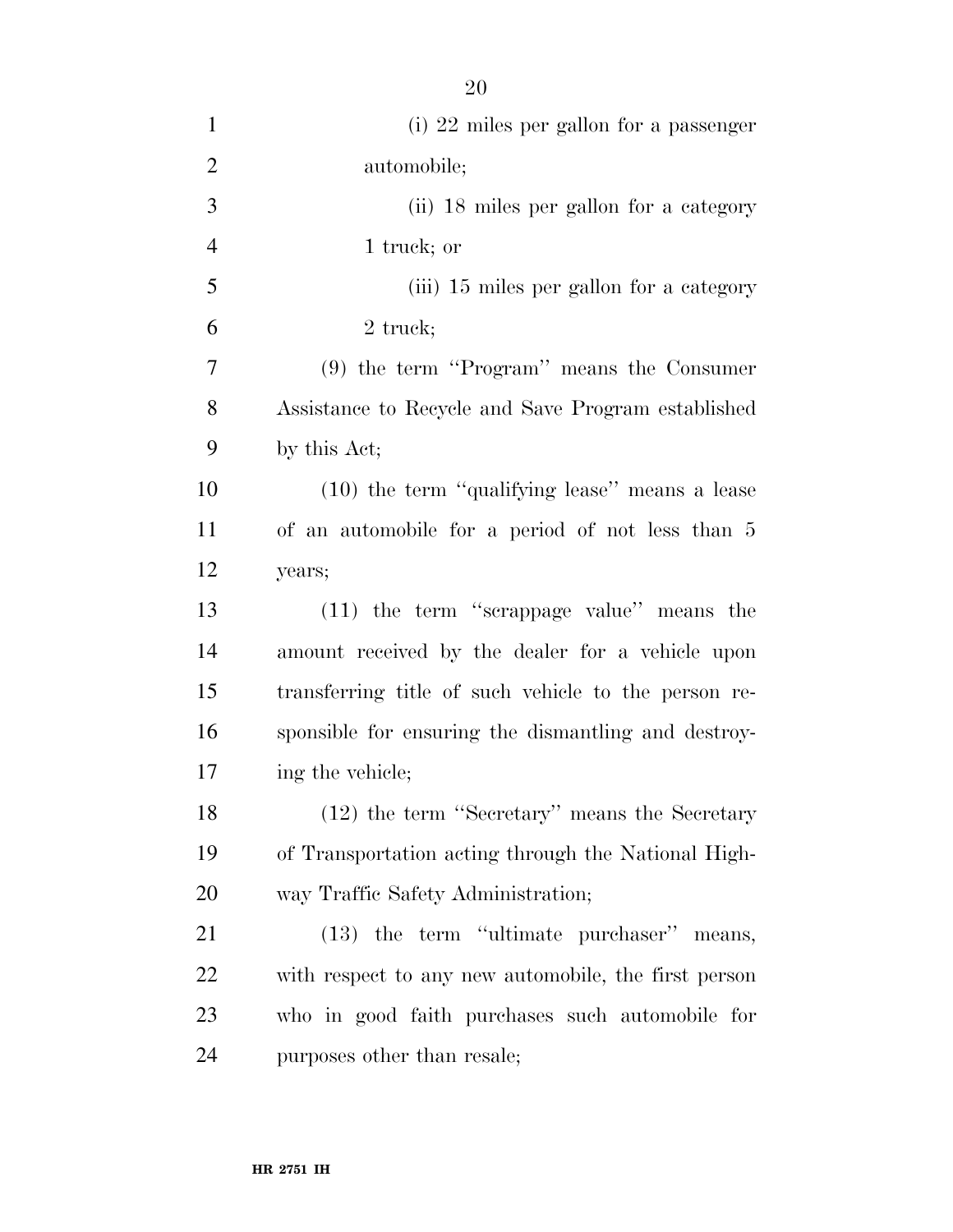(i) 22 miles per gallon for a passenger automobile;

(ii) 18 miles per gallon for a category 1 truck; or

(iii) 15 miles per gallon for a category 2 truck;

(9) the term ''Program'' means the Consumer Assistance to Recycle and Save Program established by this Act;

(10) the term ''qualifying lease'' means a lease of an automobile for a period of not less than 5 years;

(11) the term ''scrappage value'' means the amount received by the dealer for a vehicle upon transferring title of such vehicle to the person responsible for ensuring the dismantling and destroying the vehicle;

(12) the term ''Secretary'' means the Secretary of Transportation acting through the National Highway Traffic Safety Administration;

(13) the term ''ultimate purchaser'' means, with respect to any new automobile, the first person who in good faith purchases such automobile for purposes other than resale;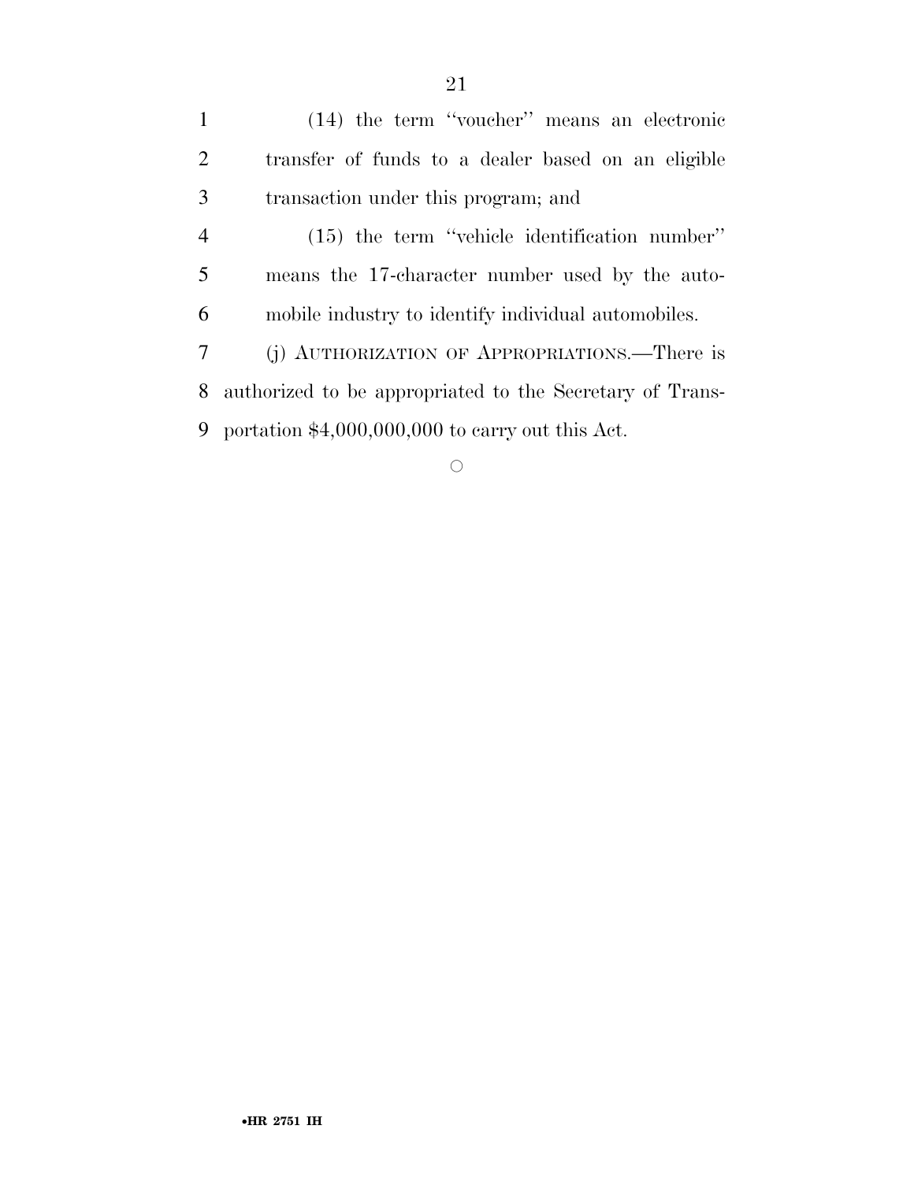(14) the term ''voucher'' means an electronic transfer of funds to a dealer based on an eligible transaction under this program; and

(15) the term ''vehicle identification number'' means the 17-character number used by the automobile industry to identify individual automobiles.

(j) AUTHORIZATION OF APPROPRIATIONS.—There is authorized to be appropriated to the Secretary of Transportation $4,000,000,000 to carry out this Act.

○